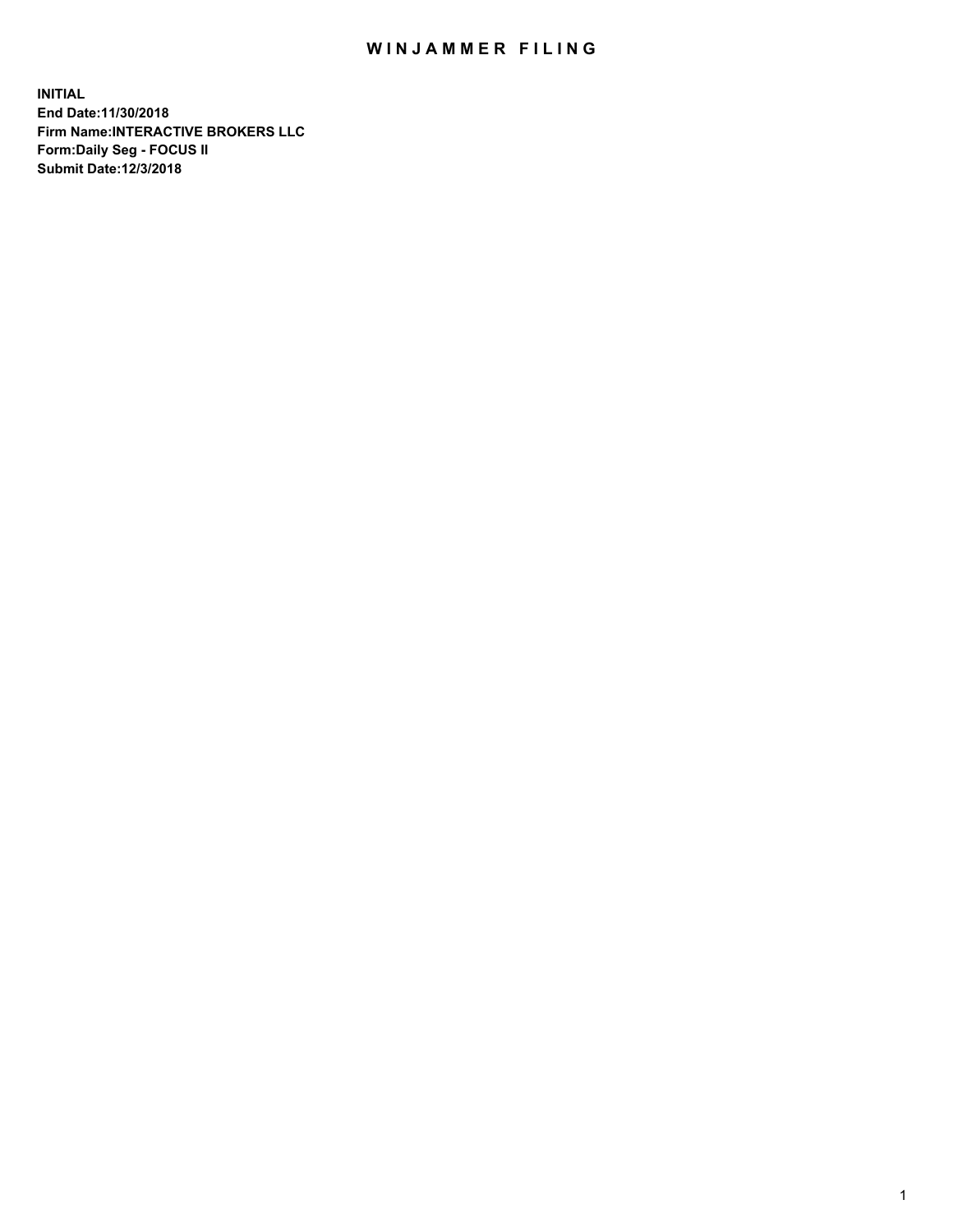# WINJAMMER FILING

**INITIAL**
**End Date:11/30/2018**
**Firm Name:INTERACTIVE BROKERS LLC**
**Form:Daily Seg - FOCUS II**
**Submit Date:12/3/2018**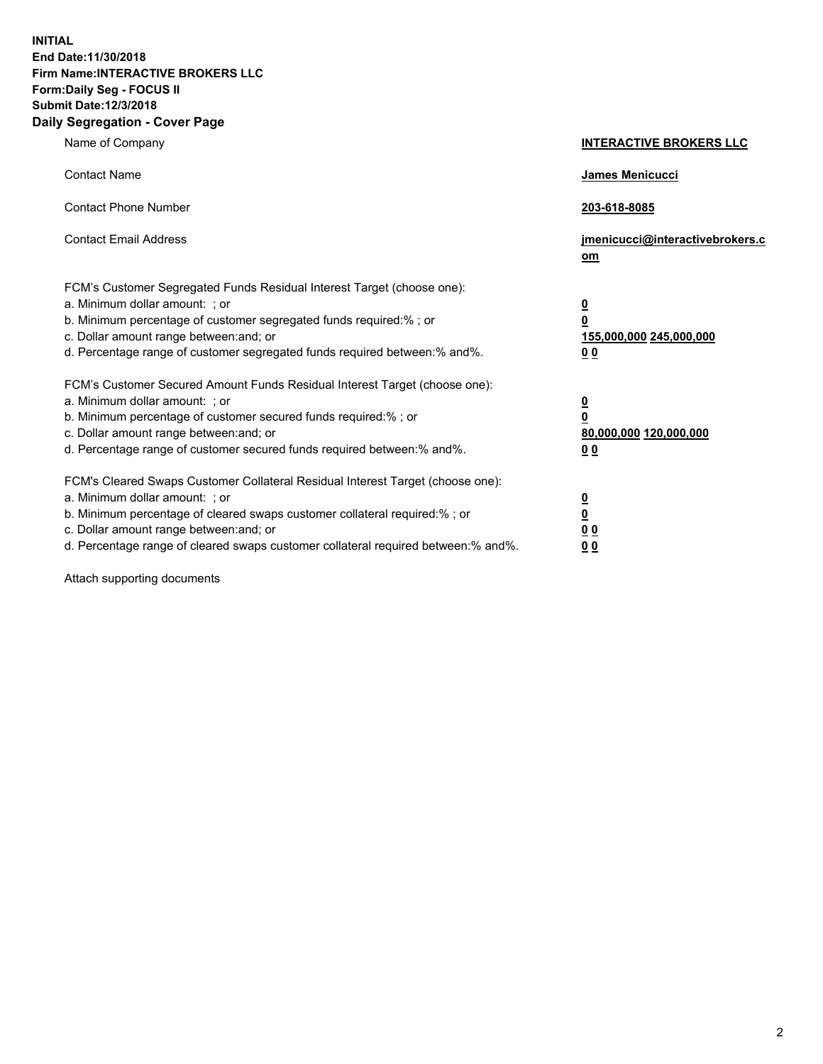**INITIAL**
**End Date:11/30/2018**
**Firm Name:INTERACTIVE BROKERS LLC**
**Form:Daily Seg - FOCUS II**
**Submit Date:12/3/2018**

## Daily Segregation - Cover Page

| | |
|---|---|
| Name of Company | **INTERACTIVE BROKERS LLC** |
| Contact Name | **James Menicucci** |
| Contact Phone Number | **203-618-8085** |
| Contact Email Address | **jmenicucci@interactivebrokers.com** |

FCM's Customer Segregated Funds Residual Interest Target (choose one):

| | |
|---|---|
| a. Minimum dollar amount: ; or | **0** |
| b. Minimum percentage of customer segregated funds required:% ; or | **0** |
| c. Dollar amount range between:and; or | **155,000,000 245,000,000** |
| d. Percentage range of customer segregated funds required between:% and%. | **0 0** |

FCM's Customer Secured Amount Funds Residual Interest Target (choose one):

| | |
|---|---|
| a. Minimum dollar amount: ; or | **0** |
| b. Minimum percentage of customer secured funds required:% ; or | **0** |
| c. Dollar amount range between:and; or | **80,000,000 120,000,000** |
| d. Percentage range of customer secured funds required between:% and%. | **0 0** |

FCM's Cleared Swaps Customer Collateral Residual Interest Target (choose one):

| | |
|---|---|
| a. Minimum dollar amount: ; or | **0** |
| b. Minimum percentage of cleared swaps customer collateral required:% ; or | **0** |
| c. Dollar amount range between:and; or | **0 0** |
| d. Percentage range of cleared swaps customer collateral required between:% and%. | **0 0** |

Attach supporting documents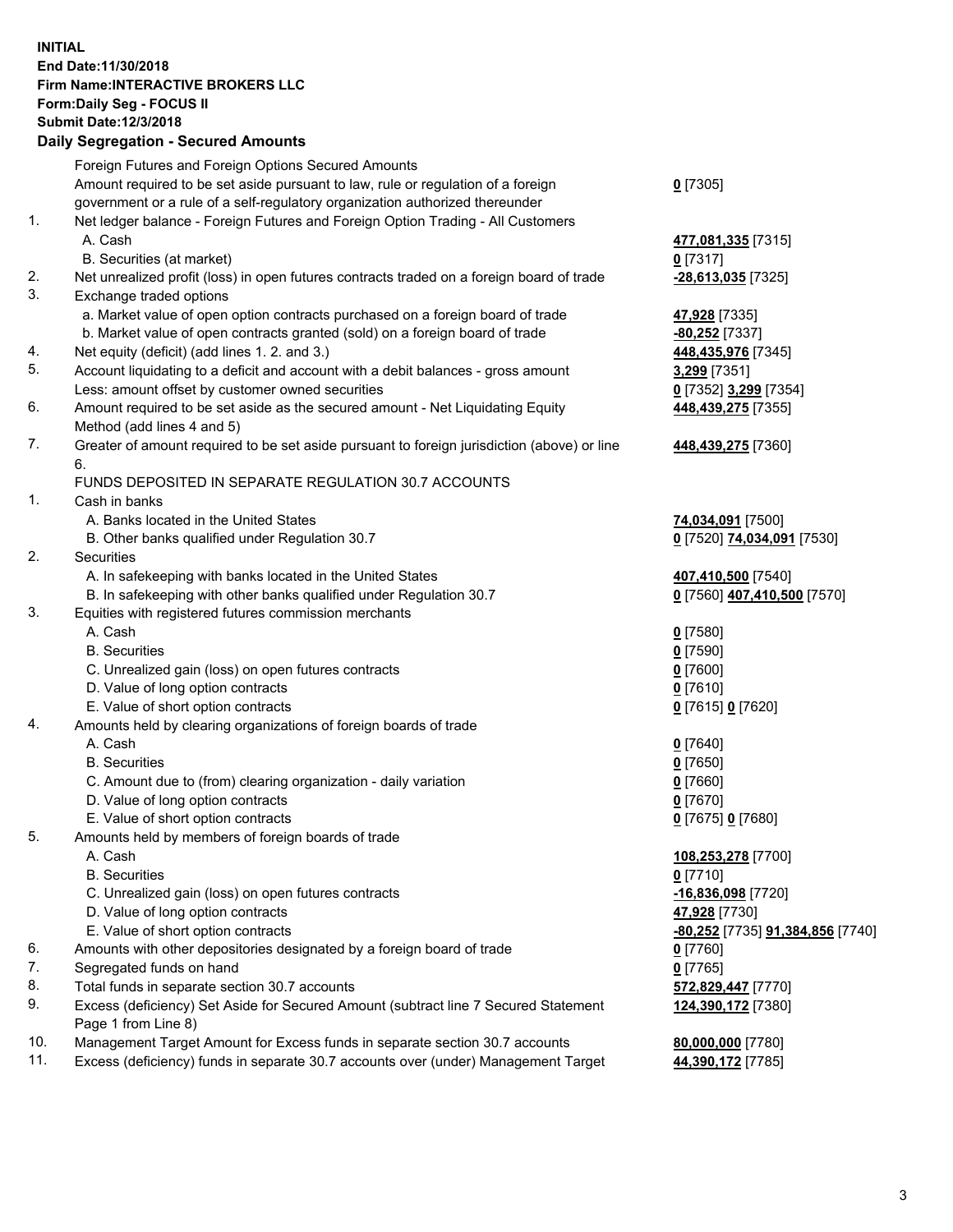**INITIAL**
**End Date:11/30/2018**
**Firm Name:INTERACTIVE BROKERS LLC**
**Form:Daily Seg - FOCUS II**
**Submit Date:12/3/2018**

### Daily Segregation - Secured Amounts

| | | |
|---|---|---|
| | Foreign Futures and Foreign Options Secured Amounts | |
| | Amount required to be set aside pursuant to law, rule or regulation of a foreign government or a rule of a self-regulatory organization authorized thereunder | **0** [7305] |
| 1. | Net ledger balance - Foreign Futures and Foreign Option Trading - All Customers | |
| | A. Cash | **477,081,335** [7315] |
| | B. Securities (at market) | **0** [7317] |
| 2. | Net unrealized profit (loss) in open futures contracts traded on a foreign board of trade | **-28,613,035** [7325] |
| 3. | Exchange traded options | |
| | a. Market value of open option contracts purchased on a foreign board of trade | **47,928** [7335] |
| | b. Market value of open contracts granted (sold) on a foreign board of trade | **-80,252** [7337] |
| 4. | Net equity (deficit) (add lines 1. 2. and 3.) | **448,435,976** [7345] |
| 5. | Account liquidating to a deficit and account with a debit balances - gross amount | **3,299** [7351] |
| | Less: amount offset by customer owned securities | **0** [7352] **3,299** [7354] |
| 6. | Amount required to be set aside as the secured amount - Net Liquidating Equity Method (add lines 4 and 5) | **448,439,275** [7355] |
| 7. | Greater of amount required to be set aside pursuant to foreign jurisdiction (above) or line 6. | **448,439,275** [7360] |
| | FUNDS DEPOSITED IN SEPARATE REGULATION 30.7 ACCOUNTS | |
| 1. | Cash in banks | |
| | A. Banks located in the United States | **74,034,091** [7500] |
| | B. Other banks qualified under Regulation 30.7 | **0** [7520] **74,034,091** [7530] |
| 2. | Securities | |
| | A. In safekeeping with banks located in the United States | **407,410,500** [7540] |
| | B. In safekeeping with other banks qualified under Regulation 30.7 | **0** [7560] **407,410,500** [7570] |
| 3. | Equities with registered futures commission merchants | |
| | A. Cash | **0** [7580] |
| | B. Securities | **0** [7590] |
| | C. Unrealized gain (loss) on open futures contracts | **0** [7600] |
| | D. Value of long option contracts | **0** [7610] |
| | E. Value of short option contracts | **0** [7615] **0** [7620] |
| 4. | Amounts held by clearing organizations of foreign boards of trade | |
| | A. Cash | **0** [7640] |
| | B. Securities | **0** [7650] |
| | C. Amount due to (from) clearing organization - daily variation | **0** [7660] |
| | D. Value of long option contracts | **0** [7670] |
| | E. Value of short option contracts | **0** [7675] **0** [7680] |
| 5. | Amounts held by members of foreign boards of trade | |
| | A. Cash | **108,253,278** [7700] |
| | B. Securities | **0** [7710] |
| | C. Unrealized gain (loss) on open futures contracts | **-16,836,098** [7720] |
| | D. Value of long option contracts | **47,928** [7730] |
| | E. Value of short option contracts | **-80,252** [7735] **91,384,856** [7740] |
| 6. | Amounts with other depositories designated by a foreign board of trade | **0** [7760] |
| 7. | Segregated funds on hand | **0** [7765] |
| 8. | Total funds in separate section 30.7 accounts | **572,829,447** [7770] |
| 9. | Excess (deficiency) Set Aside for Secured Amount (subtract line 7 Secured Statement Page 1 from Line 8) | **124,390,172** [7380] |
| 10. | Management Target Amount for Excess funds in separate section 30.7 accounts | **80,000,000** [7780] |
| 11. | Excess (deficiency) funds in separate 30.7 accounts over (under) Management Target | **44,390,172** [7785] |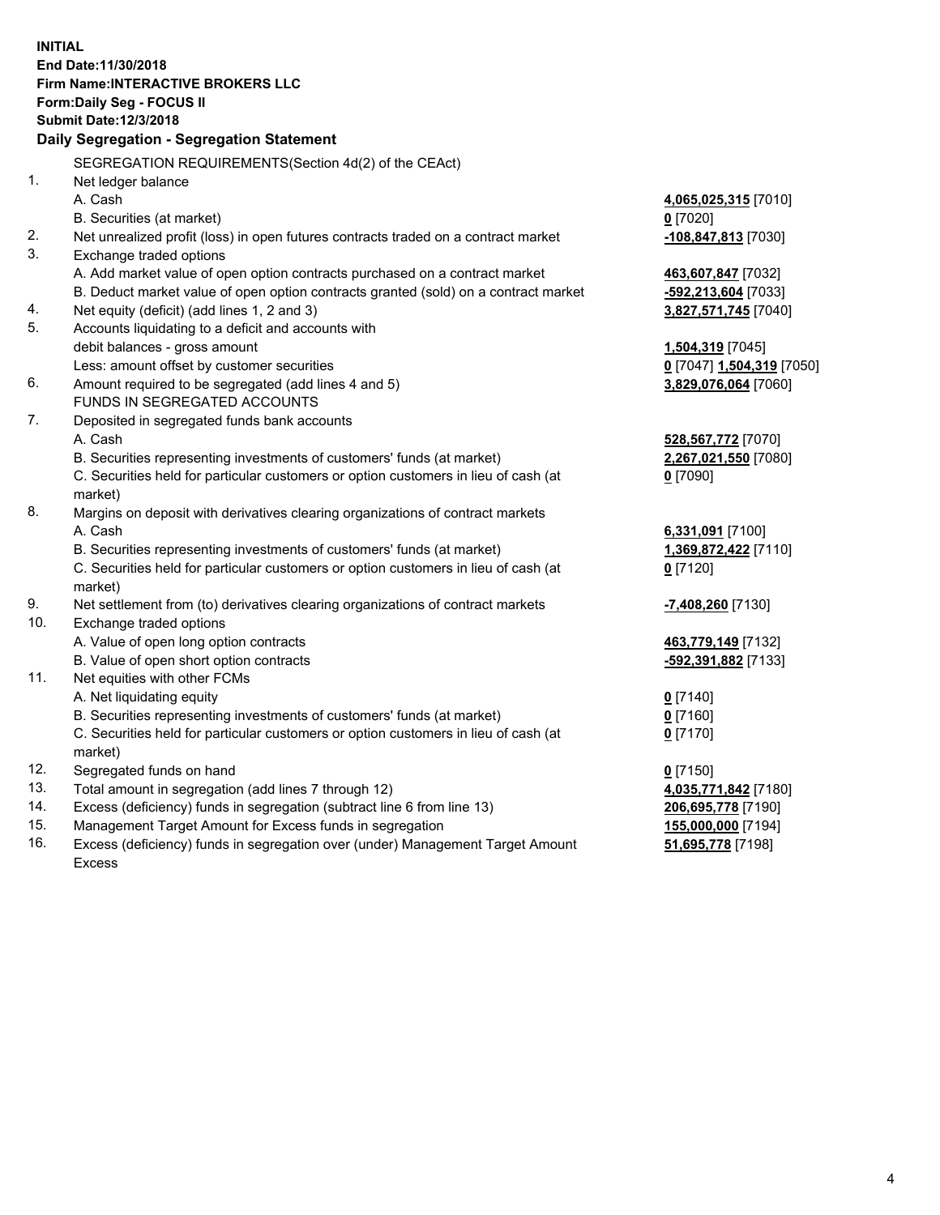**INITIAL**
**End Date:11/30/2018**
**Firm Name:INTERACTIVE BROKERS LLC**
**Form:Daily Seg - FOCUS II**
**Submit Date:12/3/2018**

## Daily Segregation - Segregation Statement

| | | |
|---|---|---|
| | SEGREGATION REQUIREMENTS(Section 4d(2) of the CEAct) | |
| 1. | Net ledger balance | |
| | A. Cash | **4,065,025,315** [7010] |
| | B. Securities (at market) | **0** [7020] |
| 2. | Net unrealized profit (loss) in open futures contracts traded on a contract market | **-108,847,813** [7030] |
| 3. | Exchange traded options | |
| | A. Add market value of open option contracts purchased on a contract market | **463,607,847** [7032] |
| | B. Deduct market value of open option contracts granted (sold) on a contract market | **-592,213,604** [7033] |
| 4. | Net equity (deficit) (add lines 1, 2 and 3) | **3,827,571,745** [7040] |
| 5. | Accounts liquidating to a deficit and accounts with debit balances - gross amount | **1,504,319** [7045] |
| | Less: amount offset by customer securities | **0** [7047] **1,504,319** [7050] |
| 6. | Amount required to be segregated (add lines 4 and 5) | **3,829,076,064** [7060] |
| | FUNDS IN SEGREGATED ACCOUNTS | |
| 7. | Deposited in segregated funds bank accounts | |
| | A. Cash | **528,567,772** [7070] |
| | B. Securities representing investments of customers' funds (at market) | **2,267,021,550** [7080] |
| | C. Securities held for particular customers or option customers in lieu of cash (at market) | **0** [7090] |
| 8. | Margins on deposit with derivatives clearing organizations of contract markets | |
| | A. Cash | **6,331,091** [7100] |
| | B. Securities representing investments of customers' funds (at market) | **1,369,872,422** [7110] |
| | C. Securities held for particular customers or option customers in lieu of cash (at market) | **0** [7120] |
| 9. | Net settlement from (to) derivatives clearing organizations of contract markets | **-7,408,260** [7130] |
| 10. | Exchange traded options | |
| | A. Value of open long option contracts | **463,779,149** [7132] |
| | B. Value of open short option contracts | **-592,391,882** [7133] |
| 11. | Net equities with other FCMs | |
| | A. Net liquidating equity | **0** [7140] |
| | B. Securities representing investments of customers' funds (at market) | **0** [7160] |
| | C. Securities held for particular customers or option customers in lieu of cash (at market) | **0** [7170] |
| 12. | Segregated funds on hand | **0** [7150] |
| 13. | Total amount in segregation (add lines 7 through 12) | **4,035,771,842** [7180] |
| 14. | Excess (deficiency) funds in segregation (subtract line 6 from line 13) | **206,695,778** [7190] |
| 15. | Management Target Amount for Excess funds in segregation | **155,000,000** [7194] |
| 16. | Excess (deficiency) funds in segregation over (under) Management Target Amount Excess | **51,695,778** [7198] |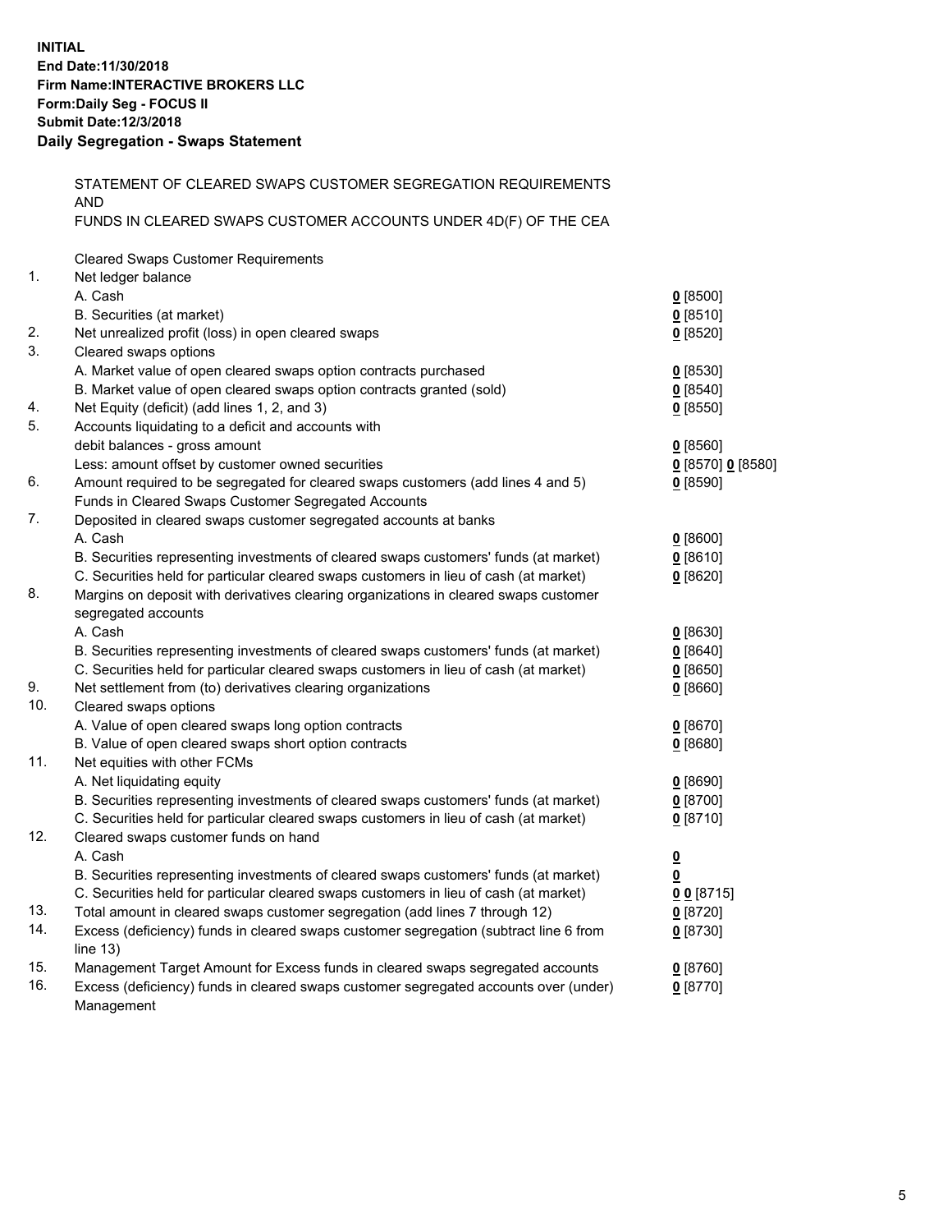**INITIAL**
**End Date:11/30/2018**
**Firm Name:INTERACTIVE BROKERS LLC**
**Form:Daily Seg - FOCUS II**
**Submit Date:12/3/2018**
**Daily Segregation - Swaps Statement**

STATEMENT OF CLEARED SWAPS CUSTOMER SEGREGATION REQUIREMENTS AND FUNDS IN CLEARED SWAPS CUSTOMER ACCOUNTS UNDER 4D(F) OF THE CEA

| | | |
|---|---|---|
| | Cleared Swaps Customer Requirements | |
| 1. | Net ledger balance | |
| | A. Cash | 0 [8500] |
| | B. Securities (at market) | 0 [8510] |
| 2. | Net unrealized profit (loss) in open cleared swaps | 0 [8520] |
| 3. | Cleared swaps options | |
| | A. Market value of open cleared swaps option contracts purchased | 0 [8530] |
| | B. Market value of open cleared swaps option contracts granted (sold) | 0 [8540] |
| 4. | Net Equity (deficit) (add lines 1, 2, and 3) | 0 [8550] |
| 5. | Accounts liquidating to a deficit and accounts with | |
| | debit balances - gross amount | 0 [8560] |
| | Less: amount offset by customer owned securities | 0 [8570] 0 [8580] |
| 6. | Amount required to be segregated for cleared swaps customers (add lines 4 and 5) | 0 [8590] |
| | Funds in Cleared Swaps Customer Segregated Accounts | |
| 7. | Deposited in cleared swaps customer segregated accounts at banks | |
| | A. Cash | 0 [8600] |
| | B. Securities representing investments of cleared swaps customers' funds (at market) | 0 [8610] |
| | C. Securities held for particular cleared swaps customers in lieu of cash (at market) | 0 [8620] |
| 8. | Margins on deposit with derivatives clearing organizations in cleared swaps customer segregated accounts | |
| | A. Cash | 0 [8630] |
| | B. Securities representing investments of cleared swaps customers' funds (at market) | 0 [8640] |
| | C. Securities held for particular cleared swaps customers in lieu of cash (at market) | 0 [8650] |
| 9. | Net settlement from (to) derivatives clearing organizations | 0 [8660] |
| 10. | Cleared swaps options | |
| | A. Value of open cleared swaps long option contracts | 0 [8670] |
| | B. Value of open cleared swaps short option contracts | 0 [8680] |
| 11. | Net equities with other FCMs | |
| | A. Net liquidating equity | 0 [8690] |
| | B. Securities representing investments of cleared swaps customers' funds (at market) | 0 [8700] |
| | C. Securities held for particular cleared swaps customers in lieu of cash (at market) | 0 [8710] |
| 12. | Cleared swaps customer funds on hand | |
| | A. Cash | 0 |
| | B. Securities representing investments of cleared swaps customers' funds (at market) | 0 |
| | C. Securities held for particular cleared swaps customers in lieu of cash (at market) | 0 0 [8715] |
| 13. | Total amount in cleared swaps customer segregation (add lines 7 through 12) | 0 [8720] |
| 14. | Excess (deficiency) funds in cleared swaps customer segregation (subtract line 6 from line 13) | 0 [8730] |
| 15. | Management Target Amount for Excess funds in cleared swaps segregated accounts | 0 [8760] |
| 16. | Excess (deficiency) funds in cleared swaps customer segregated accounts over (under) Management | 0 [8770] |